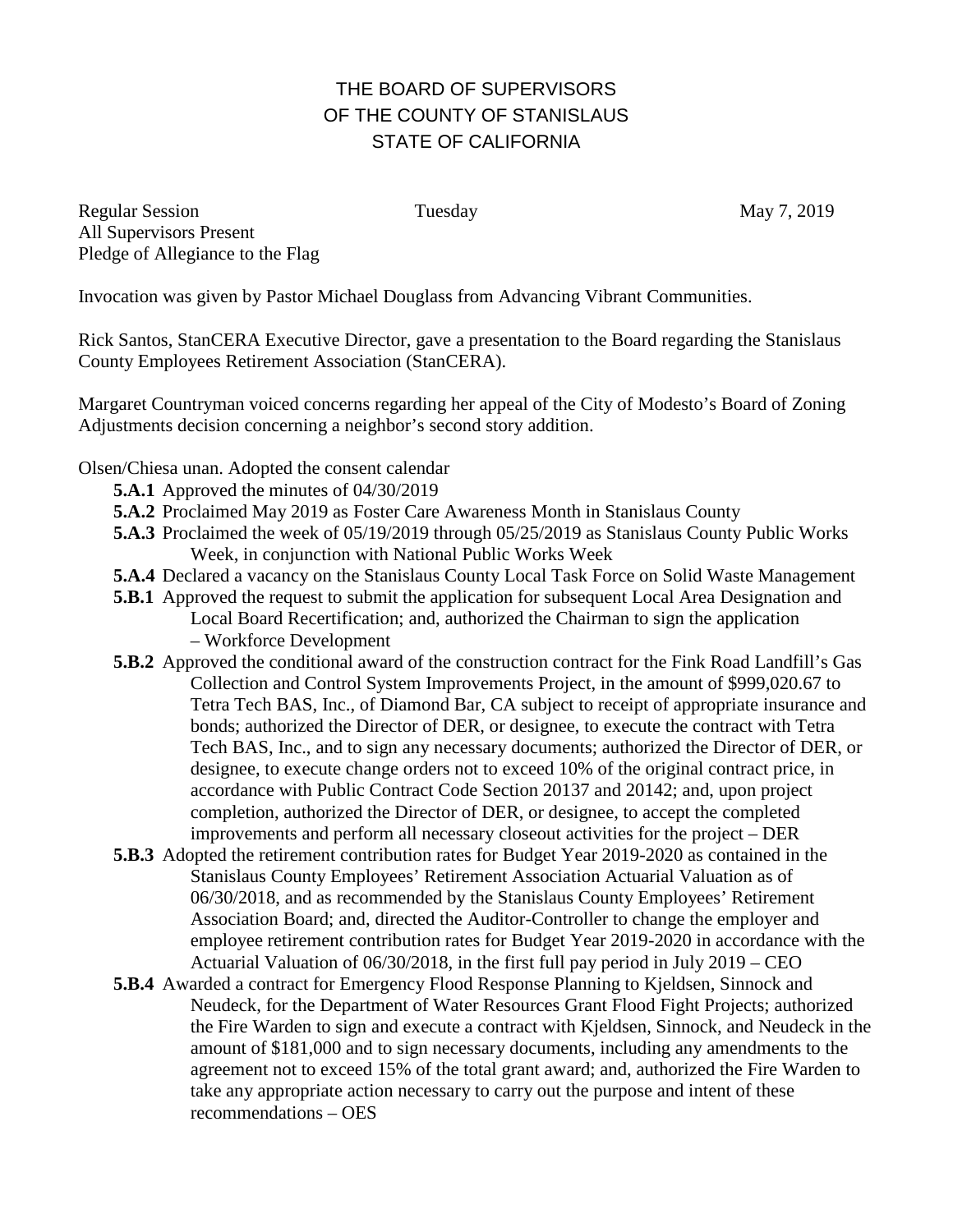# THE BOARD OF SUPERVISORS
# OF THE COUNTY OF STANISLAUS
# STATE OF CALIFORNIA

Regular Session Tuesday May 7, 2019
All Supervisors Present
Pledge of Allegiance to the Flag

Invocation was given by Pastor Michael Douglass from Advancing Vibrant Communities.

Rick Santos, StanCERA Executive Director, gave a presentation to the Board regarding the Stanislaus County Employees Retirement Association (StanCERA).

Margaret Countryman voiced concerns regarding her appeal of the City of Modesto's Board of Zoning Adjustments decision concerning a neighbor's second story addition.

Olsen/Chiesa unan. Adopted the consent calendar

- **5.A.1** Approved the minutes of 04/30/2019
- **5.A.2** Proclaimed May 2019 as Foster Care Awareness Month in Stanislaus County
- **5.A.3** Proclaimed the week of 05/19/2019 through 05/25/2019 as Stanislaus County Public Works Week, in conjunction with National Public Works Week
- **5.A.4** Declared a vacancy on the Stanislaus County Local Task Force on Solid Waste Management
- **5.B.1** Approved the request to submit the application for subsequent Local Area Designation and Local Board Recertification; and, authorized the Chairman to sign the application – Workforce Development
- **5.B.2** Approved the conditional award of the construction contract for the Fink Road Landfill's Gas Collection and Control System Improvements Project, in the amount of $999,020.67 to Tetra Tech BAS, Inc., of Diamond Bar, CA subject to receipt of appropriate insurance and bonds; authorized the Director of DER, or designee, to execute the contract with Tetra Tech BAS, Inc., and to sign any necessary documents; authorized the Director of DER, or designee, to execute change orders not to exceed 10% of the original contract price, in accordance with Public Contract Code Section 20137 and 20142; and, upon project completion, authorized the Director of DER, or designee, to accept the completed improvements and perform all necessary closeout activities for the project – DER
- **5.B.3** Adopted the retirement contribution rates for Budget Year 2019-2020 as contained in the Stanislaus County Employees' Retirement Association Actuarial Valuation as of 06/30/2018, and as recommended by the Stanislaus County Employees' Retirement Association Board; and, directed the Auditor-Controller to change the employer and employee retirement contribution rates for Budget Year 2019-2020 in accordance with the Actuarial Valuation of 06/30/2018, in the first full pay period in July 2019 – CEO
- **5.B.4** Awarded a contract for Emergency Flood Response Planning to Kjeldsen, Sinnock and Neudeck, for the Department of Water Resources Grant Flood Fight Projects; authorized the Fire Warden to sign and execute a contract with Kjeldsen, Sinnock, and Neudeck in the amount of $181,000 and to sign necessary documents, including any amendments to the agreement not to exceed 15% of the total grant award; and, authorized the Fire Warden to take any appropriate action necessary to carry out the purpose and intent of these recommendations – OES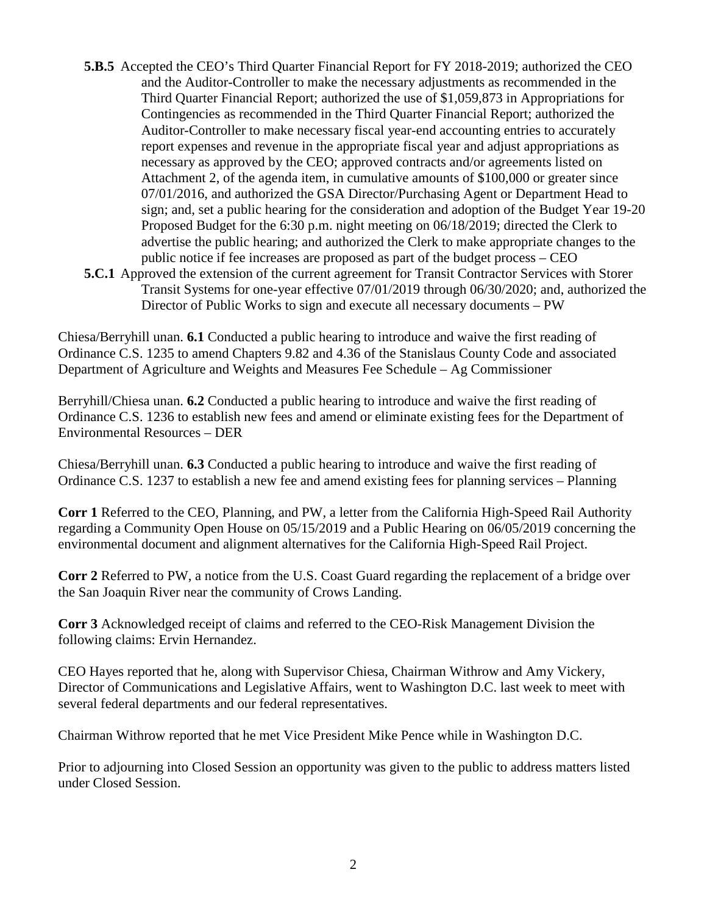**5.B.5** Accepted the CEO's Third Quarter Financial Report for FY 2018-2019; authorized the CEO and the Auditor-Controller to make the necessary adjustments as recommended in the Third Quarter Financial Report; authorized the use of $1,059,873 in Appropriations for Contingencies as recommended in the Third Quarter Financial Report; authorized the Auditor-Controller to make necessary fiscal year-end accounting entries to accurately report expenses and revenue in the appropriate fiscal year and adjust appropriations as necessary as approved by the CEO; approved contracts and/or agreements listed on Attachment 2, of the agenda item, in cumulative amounts of $100,000 or greater since 07/01/2016, and authorized the GSA Director/Purchasing Agent or Department Head to sign; and, set a public hearing for the consideration and adoption of the Budget Year 19-20 Proposed Budget for the 6:30 p.m. night meeting on 06/18/2019; directed the Clerk to advertise the public hearing; and authorized the Clerk to make appropriate changes to the public notice if fee increases are proposed as part of the budget process – CEO

**5.C.1** Approved the extension of the current agreement for Transit Contractor Services with Storer Transit Systems for one-year effective 07/01/2019 through 06/30/2020; and, authorized the Director of Public Works to sign and execute all necessary documents – PW

Chiesa/Berryhill unan. **6.1** Conducted a public hearing to introduce and waive the first reading of Ordinance C.S. 1235 to amend Chapters 9.82 and 4.36 of the Stanislaus County Code and associated Department of Agriculture and Weights and Measures Fee Schedule – Ag Commissioner

Berryhill/Chiesa unan. **6.2** Conducted a public hearing to introduce and waive the first reading of Ordinance C.S. 1236 to establish new fees and amend or eliminate existing fees for the Department of Environmental Resources – DER

Chiesa/Berryhill unan. **6.3** Conducted a public hearing to introduce and waive the first reading of Ordinance C.S. 1237 to establish a new fee and amend existing fees for planning services – Planning

**Corr 1** Referred to the CEO, Planning, and PW, a letter from the California High-Speed Rail Authority regarding a Community Open House on 05/15/2019 and a Public Hearing on 06/05/2019 concerning the environmental document and alignment alternatives for the California High-Speed Rail Project.

**Corr 2** Referred to PW, a notice from the U.S. Coast Guard regarding the replacement of a bridge over the San Joaquin River near the community of Crows Landing.

**Corr 3** Acknowledged receipt of claims and referred to the CEO-Risk Management Division the following claims: Ervin Hernandez.

CEO Hayes reported that he, along with Supervisor Chiesa, Chairman Withrow and Amy Vickery, Director of Communications and Legislative Affairs, went to Washington D.C. last week to meet with several federal departments and our federal representatives.

Chairman Withrow reported that he met Vice President Mike Pence while in Washington D.C.

Prior to adjourning into Closed Session an opportunity was given to the public to address matters listed under Closed Session.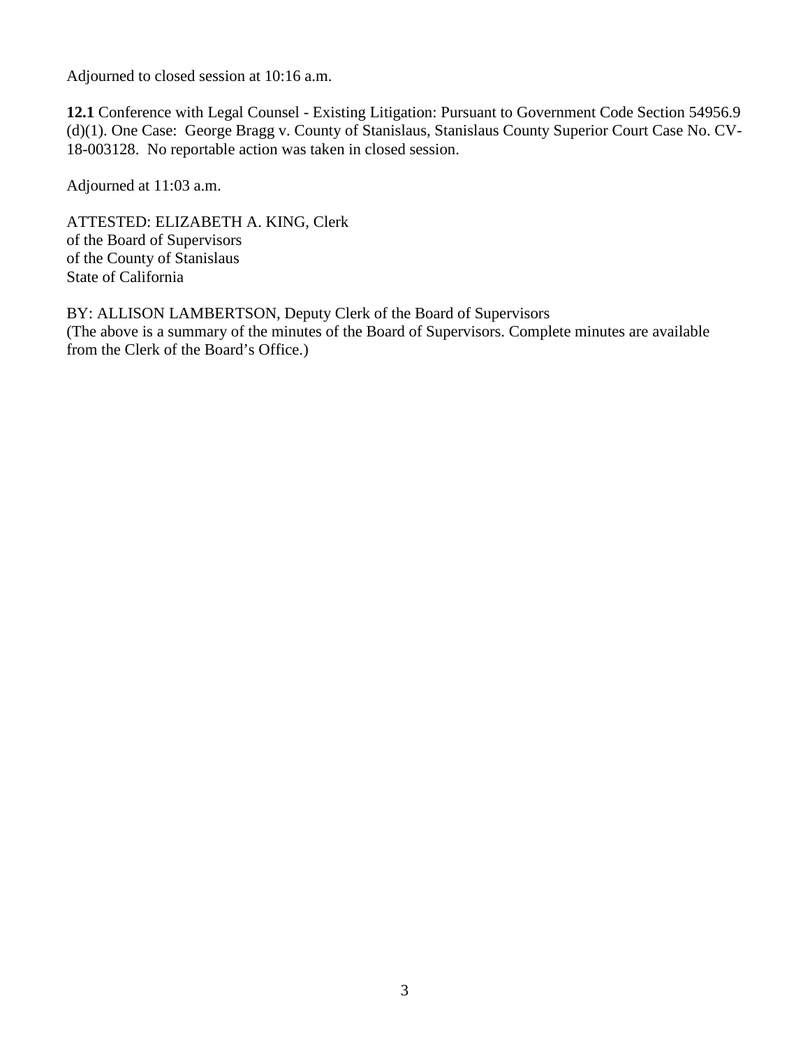Adjourned to closed session at 10:16 a.m.

**12.1** Conference with Legal Counsel - Existing Litigation: Pursuant to Government Code Section 54956.9 (d)(1). One Case: George Bragg v. County of Stanislaus, Stanislaus County Superior Court Case No. CV-18-003128. No reportable action was taken in closed session.

Adjourned at 11:03 a.m.

ATTESTED: ELIZABETH A. KING, Clerk
of the Board of Supervisors
of the County of Stanislaus
State of California

BY: ALLISON LAMBERTSON, Deputy Clerk of the Board of Supervisors
(The above is a summary of the minutes of the Board of Supervisors. Complete minutes are available from the Clerk of the Board's Office.)